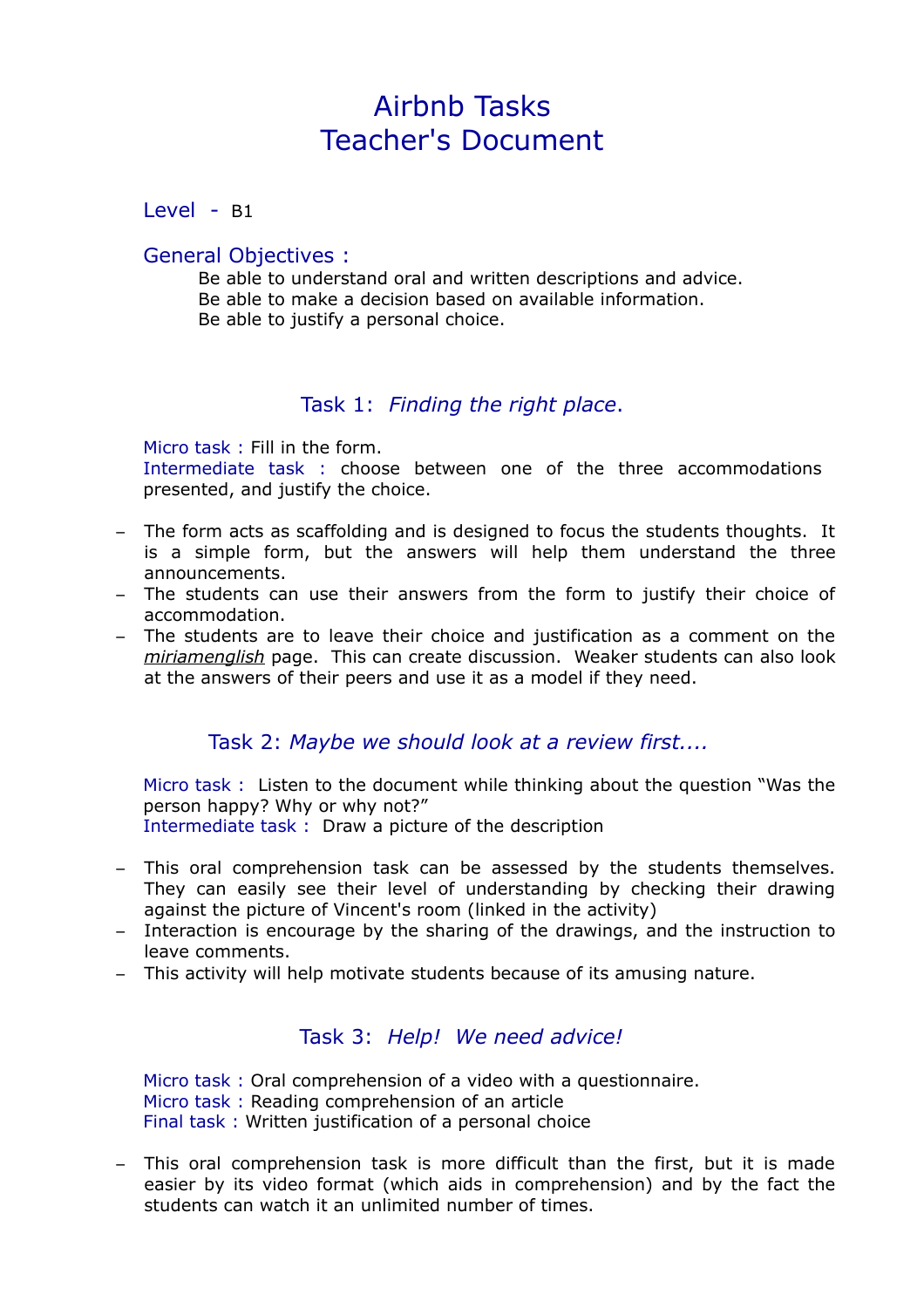# Airbnb Tasks
# Teacher's Document

**Level** - B1

**General Objectives :**

Be able to understand oral and written descriptions and advice.
Be able to make a decision based on available information.
Be able to justify a personal choice.

## Task 1: *Finding the right place.*

Micro task : Fill in the form.
Intermediate task : choose between one of the three accommodations presented, and justify the choice.

- The form acts as scaffolding and is designed to focus the students thoughts. It is a simple form, but the answers will help them understand the three announcements.
- The students can use their answers from the form to justify their choice of accommodation.
- The students are to leave their choice and justification as a comment on the *miriamenglish* page. This can create discussion. Weaker students can also look at the answers of their peers and use it as a model if they need.

## Task 2: *Maybe we should look at a review first....*

Micro task : Listen to the document while thinking about the question "Was the person happy? Why or why not?"
Intermediate task : Draw a picture of the description

- This oral comprehension task can be assessed by the students themselves. They can easily see their level of understanding by checking their drawing against the picture of Vincent's room (linked in the activity)
- Interaction is encourage by the sharing of the drawings, and the instruction to leave comments.
- This activity will help motivate students because of its amusing nature.

## Task 3: *Help! We need advice!*

Micro task : Oral comprehension of a video with a questionnaire.
Micro task : Reading comprehension of an article
Final task : Written justification of a personal choice

- This oral comprehension task is more difficult than the first, but it is made easier by its video format (which aids in comprehension) and by the fact the students can watch it an unlimited number of times.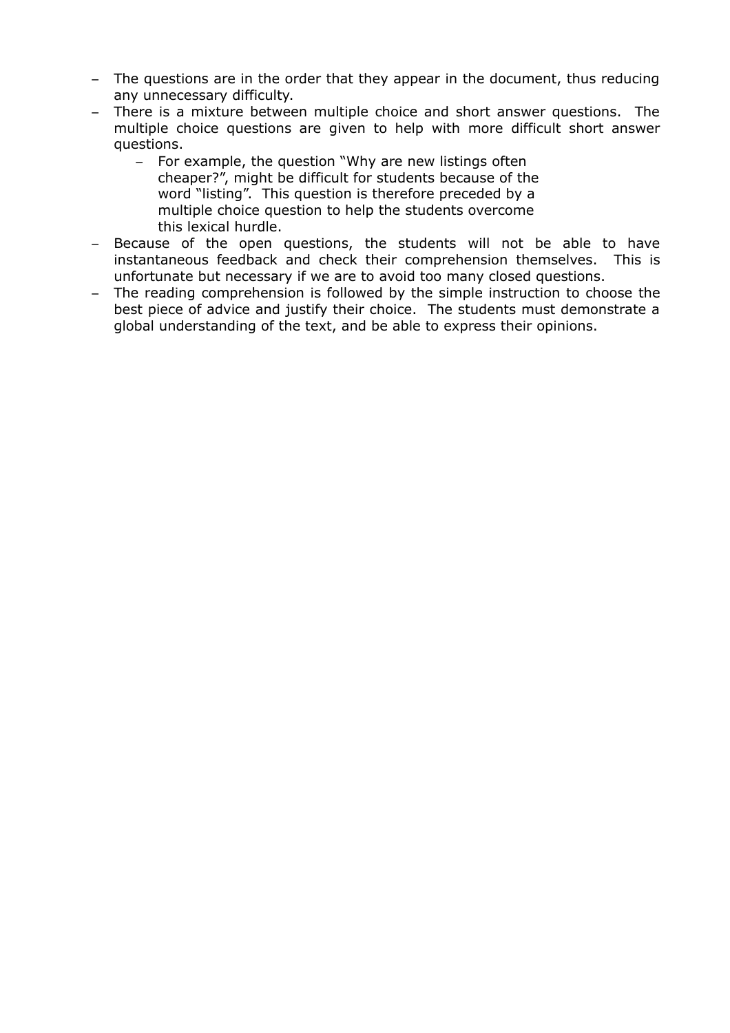- The questions are in the order that they appear in the document, thus reducing any unnecessary difficulty.
- There is a mixture between multiple choice and short answer questions. The multiple choice questions are given to help with more difficult short answer questions.
  - For example, the question "Why are new listings often cheaper?", might be difficult for students because of the word "listing". This question is therefore preceded by a multiple choice question to help the students overcome this lexical hurdle.
- Because of the open questions, the students will not be able to have instantaneous feedback and check their comprehension themselves. This is unfortunate but necessary if we are to avoid too many closed questions.
- The reading comprehension is followed by the simple instruction to choose the best piece of advice and justify their choice. The students must demonstrate a global understanding of the text, and be able to express their opinions.